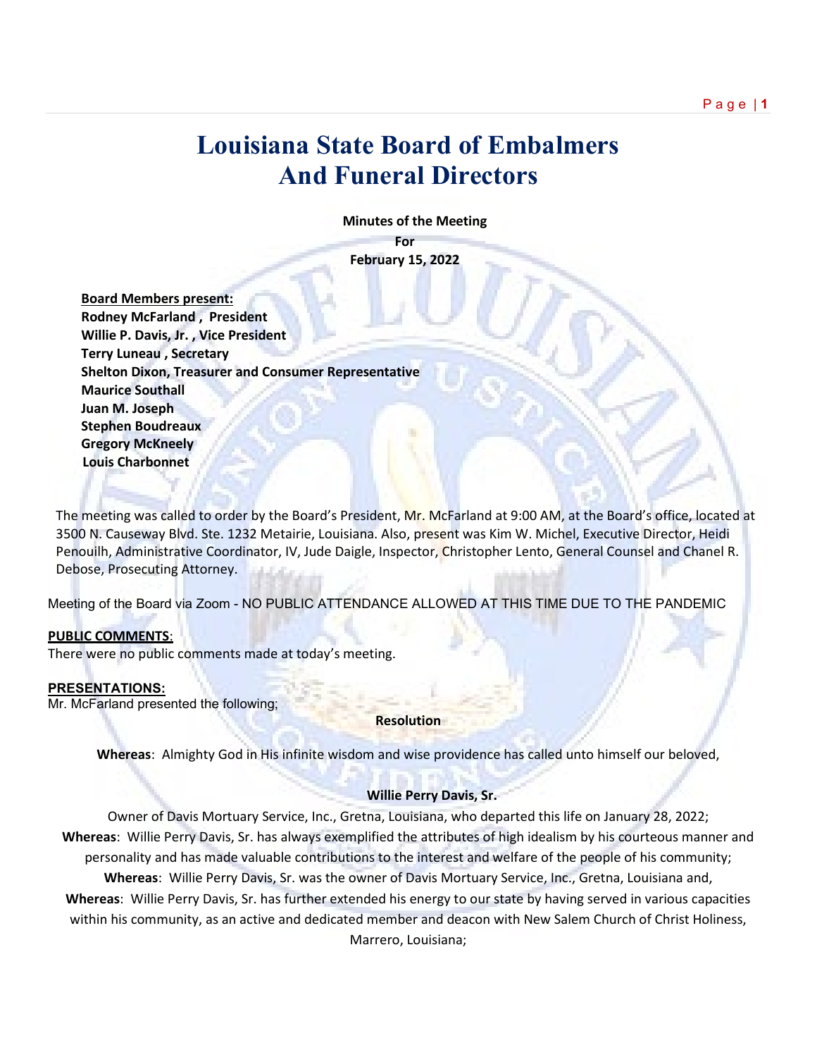# Louisiana State Board of Embalmers And Funeral Directors

**Minutes of the Meeting**
**For**
**February 15, 2022**

**Board Members present:**
**Rodney McFarland , President**
**Willie P. Davis, Jr. , Vice President**
**Terry Luneau , Secretary**
**Shelton Dixon, Treasurer and Consumer Representative**
**Maurice Southall**
**Juan M. Joseph**
**Stephen Boudreaux**
**Gregory McKneely**
**Louis Charbonnet**

The meeting was called to order by the Board's President, Mr. McFarland at 9:00 AM, at the Board's office, located at 3500 N. Causeway Blvd. Ste. 1232 Metairie, Louisiana. Also, present was Kim W. Michel, Executive Director, Heidi Penouilh, Administrative Coordinator, IV, Jude Daigle, Inspector, Christopher Lento, General Counsel and Chanel R. Debose, Prosecuting Attorney.

Meeting of the Board via Zoom - NO PUBLIC ATTENDANCE ALLOWED AT THIS TIME DUE TO THE PANDEMIC

**PUBLIC COMMENTS**:
There were no public comments made at today's meeting.

**PRESENTATIONS:**
Mr. McFarland presented the following;

**Resolution**

**Whereas**: Almighty God in His infinite wisdom and wise providence has called unto himself our beloved,

**Willie Perry Davis, Sr.**

Owner of Davis Mortuary Service, Inc., Gretna, Louisiana, who departed this life on January 28, 2022;
**Whereas**: Willie Perry Davis, Sr. has always exemplified the attributes of high idealism by his courteous manner and personality and has made valuable contributions to the interest and welfare of the people of his community;
**Whereas**: Willie Perry Davis, Sr. was the owner of Davis Mortuary Service, Inc., Gretna, Louisiana and,
**Whereas**: Willie Perry Davis, Sr. has further extended his energy to our state by having served in various capacities within his community, as an active and dedicated member and deacon with New Salem Church of Christ Holiness, Marrero, Louisiana;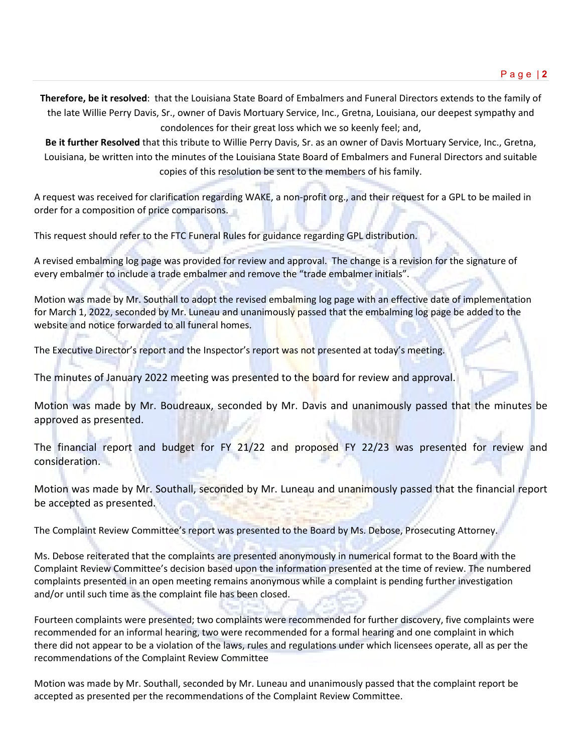**Therefore, be it resolved**: that the Louisiana State Board of Embalmers and Funeral Directors extends to the family of the late Willie Perry Davis, Sr., owner of Davis Mortuary Service, Inc., Gretna, Louisiana, our deepest sympathy and condolences for their great loss which we so keenly feel; and,

**Be it further Resolved** that this tribute to Willie Perry Davis, Sr. as an owner of Davis Mortuary Service, Inc., Gretna, Louisiana, be written into the minutes of the Louisiana State Board of Embalmers and Funeral Directors and suitable copies of this resolution be sent to the members of his family.

A request was received for clarification regarding WAKE, a non-profit org., and their request for a GPL to be mailed in order for a composition of price comparisons.

This request should refer to the FTC Funeral Rules for guidance regarding GPL distribution.

A revised embalming log page was provided for review and approval. The change is a revision for the signature of every embalmer to include a trade embalmer and remove the "trade embalmer initials".

Motion was made by Mr. Southall to adopt the revised embalming log page with an effective date of implementation for March 1, 2022, seconded by Mr. Luneau and unanimously passed that the embalming log page be added to the website and notice forwarded to all funeral homes.

The Executive Director's report and the Inspector's report was not presented at today's meeting.

The minutes of January 2022 meeting was presented to the board for review and approval.

Motion was made by Mr. Boudreaux, seconded by Mr. Davis and unanimously passed that the minutes be approved as presented.

The financial report and budget for FY 21/22 and proposed FY 22/23 was presented for review and consideration.

Motion was made by Mr. Southall, seconded by Mr. Luneau and unanimously passed that the financial report be accepted as presented.

The Complaint Review Committee's report was presented to the Board by Ms. Debose, Prosecuting Attorney.

Ms. Debose reiterated that the complaints are presented anonymously in numerical format to the Board with the Complaint Review Committee's decision based upon the information presented at the time of review. The numbered complaints presented in an open meeting remains anonymous while a complaint is pending further investigation and/or until such time as the complaint file has been closed.

Fourteen complaints were presented; two complaints were recommended for further discovery, five complaints were recommended for an informal hearing, two were recommended for a formal hearing and one complaint in which there did not appear to be a violation of the laws, rules and regulations under which licensees operate, all as per the recommendations of the Complaint Review Committee

Motion was made by Mr. Southall, seconded by Mr. Luneau and unanimously passed that the complaint report be accepted as presented per the recommendations of the Complaint Review Committee.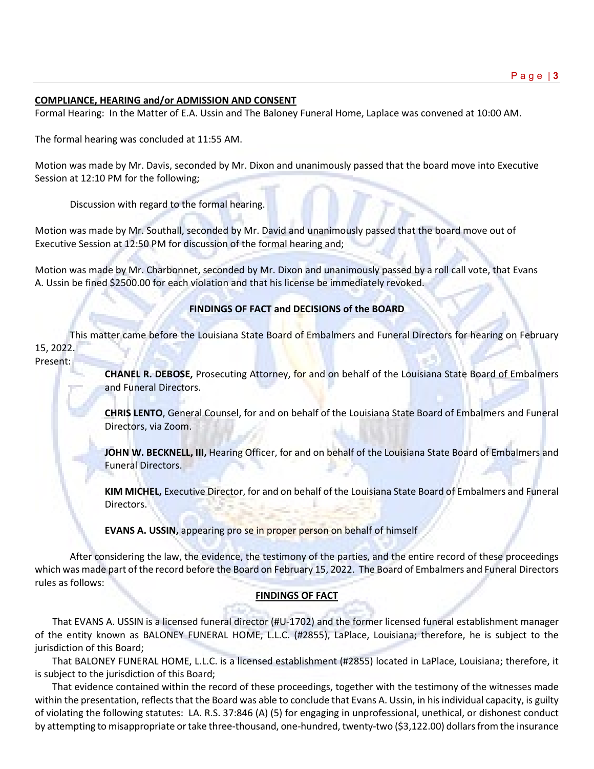**COMPLIANCE, HEARING and/or ADMISSION AND CONSENT**

Formal Hearing: In the Matter of E.A. Ussin and The Baloney Funeral Home, Laplace was convened at 10:00 AM.

The formal hearing was concluded at 11:55 AM.

Motion was made by Mr. Davis, seconded by Mr. Dixon and unanimously passed that the board move into Executive Session at 12:10 PM for the following;

Discussion with regard to the formal hearing.

Motion was made by Mr. Southall, seconded by Mr. David and unanimously passed that the board move out of Executive Session at 12:50 PM for discussion of the formal hearing and;

Motion was made by Mr. Charbonnet, seconded by Mr. Dixon and unanimously passed by a roll call vote, that Evans A. Ussin be fined $2500.00 for each violation and that his license be immediately revoked.

**FINDINGS OF FACT and DECISIONS of the BOARD**

This matter came before the Louisiana State Board of Embalmers and Funeral Directors for hearing on February 15, 2022.

Present:

**CHANEL R. DEBOSE,** Prosecuting Attorney, for and on behalf of the Louisiana State Board of Embalmers and Funeral Directors.

**CHRIS LENTO**, General Counsel, for and on behalf of the Louisiana State Board of Embalmers and Funeral Directors, via Zoom.

**JOHN W. BECKNELL, III,** Hearing Officer, for and on behalf of the Louisiana State Board of Embalmers and Funeral Directors.

**KIM MICHEL,** Executive Director, for and on behalf of the Louisiana State Board of Embalmers and Funeral Directors.

**EVANS A. USSIN,** appearing pro se in proper person on behalf of himself

After considering the law, the evidence, the testimony of the parties, and the entire record of these proceedings which was made part of the record before the Board on February 15, 2022. The Board of Embalmers and Funeral Directors rules as follows:

**FINDINGS OF FACT**

That EVANS A. USSIN is a licensed funeral director (#U-1702) and the former licensed funeral establishment manager of the entity known as BALONEY FUNERAL HOME, L.L.C. (#2855), LaPlace, Louisiana; therefore, he is subject to the jurisdiction of this Board;

That BALONEY FUNERAL HOME, L.L.C. is a licensed establishment (#2855) located in LaPlace, Louisiana; therefore, it is subject to the jurisdiction of this Board;

That evidence contained within the record of these proceedings, together with the testimony of the witnesses made within the presentation, reflects that the Board was able to conclude that Evans A. Ussin, in his individual capacity, is guilty of violating the following statutes: LA. R.S. 37:846 (A) (5) for engaging in unprofessional, unethical, or dishonest conduct by attempting to misappropriate or take three-thousand, one-hundred, twenty-two ($3,122.00) dollars from the insurance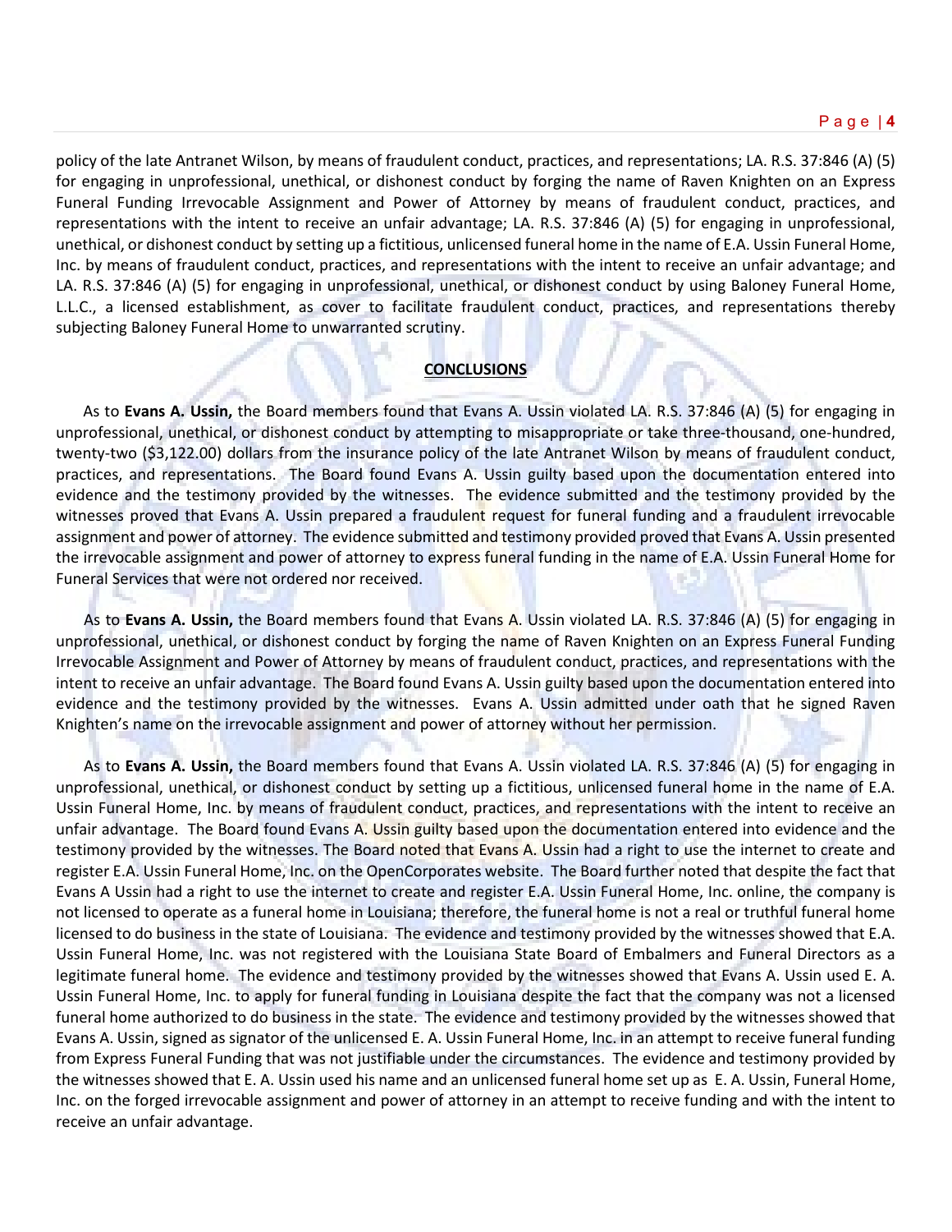policy of the late Antranet Wilson, by means of fraudulent conduct, practices, and representations; LA. R.S. 37:846 (A) (5) for engaging in unprofessional, unethical, or dishonest conduct by forging the name of Raven Knighten on an Express Funeral Funding Irrevocable Assignment and Power of Attorney by means of fraudulent conduct, practices, and representations with the intent to receive an unfair advantage; LA. R.S. 37:846 (A) (5) for engaging in unprofessional, unethical, or dishonest conduct by setting up a fictitious, unlicensed funeral home in the name of E.A. Ussin Funeral Home, Inc. by means of fraudulent conduct, practices, and representations with the intent to receive an unfair advantage; and LA. R.S. 37:846 (A) (5) for engaging in unprofessional, unethical, or dishonest conduct by using Baloney Funeral Home, L.L.C., a licensed establishment, as cover to facilitate fraudulent conduct, practices, and representations thereby subjecting Baloney Funeral Home to unwarranted scrutiny.

**CONCLUSIONS**

As to **Evans A. Ussin,** the Board members found that Evans A. Ussin violated LA. R.S. 37:846 (A) (5) for engaging in unprofessional, unethical, or dishonest conduct by attempting to misappropriate or take three-thousand, one-hundred, twenty-two ($3,122.00) dollars from the insurance policy of the late Antranet Wilson by means of fraudulent conduct, practices, and representations. The Board found Evans A. Ussin guilty based upon the documentation entered into evidence and the testimony provided by the witnesses. The evidence submitted and the testimony provided by the witnesses proved that Evans A. Ussin prepared a fraudulent request for funeral funding and a fraudulent irrevocable assignment and power of attorney. The evidence submitted and testimony provided proved that Evans A. Ussin presented the irrevocable assignment and power of attorney to express funeral funding in the name of E.A. Ussin Funeral Home for Funeral Services that were not ordered nor received.

As to **Evans A. Ussin,** the Board members found that Evans A. Ussin violated LA. R.S. 37:846 (A) (5) for engaging in unprofessional, unethical, or dishonest conduct by forging the name of Raven Knighten on an Express Funeral Funding Irrevocable Assignment and Power of Attorney by means of fraudulent conduct, practices, and representations with the intent to receive an unfair advantage. The Board found Evans A. Ussin guilty based upon the documentation entered into evidence and the testimony provided by the witnesses. Evans A. Ussin admitted under oath that he signed Raven Knighten's name on the irrevocable assignment and power of attorney without her permission.

As to **Evans A. Ussin,** the Board members found that Evans A. Ussin violated LA. R.S. 37:846 (A) (5) for engaging in unprofessional, unethical, or dishonest conduct by setting up a fictitious, unlicensed funeral home in the name of E.A. Ussin Funeral Home, Inc. by means of fraudulent conduct, practices, and representations with the intent to receive an unfair advantage. The Board found Evans A. Ussin guilty based upon the documentation entered into evidence and the testimony provided by the witnesses. The Board noted that Evans A. Ussin had a right to use the internet to create and register E.A. Ussin Funeral Home, Inc. on the OpenCorporates website. The Board further noted that despite the fact that Evans A Ussin had a right to use the internet to create and register E.A. Ussin Funeral Home, Inc. online, the company is not licensed to operate as a funeral home in Louisiana; therefore, the funeral home is not a real or truthful funeral home licensed to do business in the state of Louisiana. The evidence and testimony provided by the witnesses showed that E.A. Ussin Funeral Home, Inc. was not registered with the Louisiana State Board of Embalmers and Funeral Directors as a legitimate funeral home. The evidence and testimony provided by the witnesses showed that Evans A. Ussin used E. A. Ussin Funeral Home, Inc. to apply for funeral funding in Louisiana despite the fact that the company was not a licensed funeral home authorized to do business in the state. The evidence and testimony provided by the witnesses showed that Evans A. Ussin, signed as signator of the unlicensed E. A. Ussin Funeral Home, Inc. in an attempt to receive funeral funding from Express Funeral Funding that was not justifiable under the circumstances. The evidence and testimony provided by the witnesses showed that E. A. Ussin used his name and an unlicensed funeral home set up as E. A. Ussin, Funeral Home, Inc. on the forged irrevocable assignment and power of attorney in an attempt to receive funding and with the intent to receive an unfair advantage.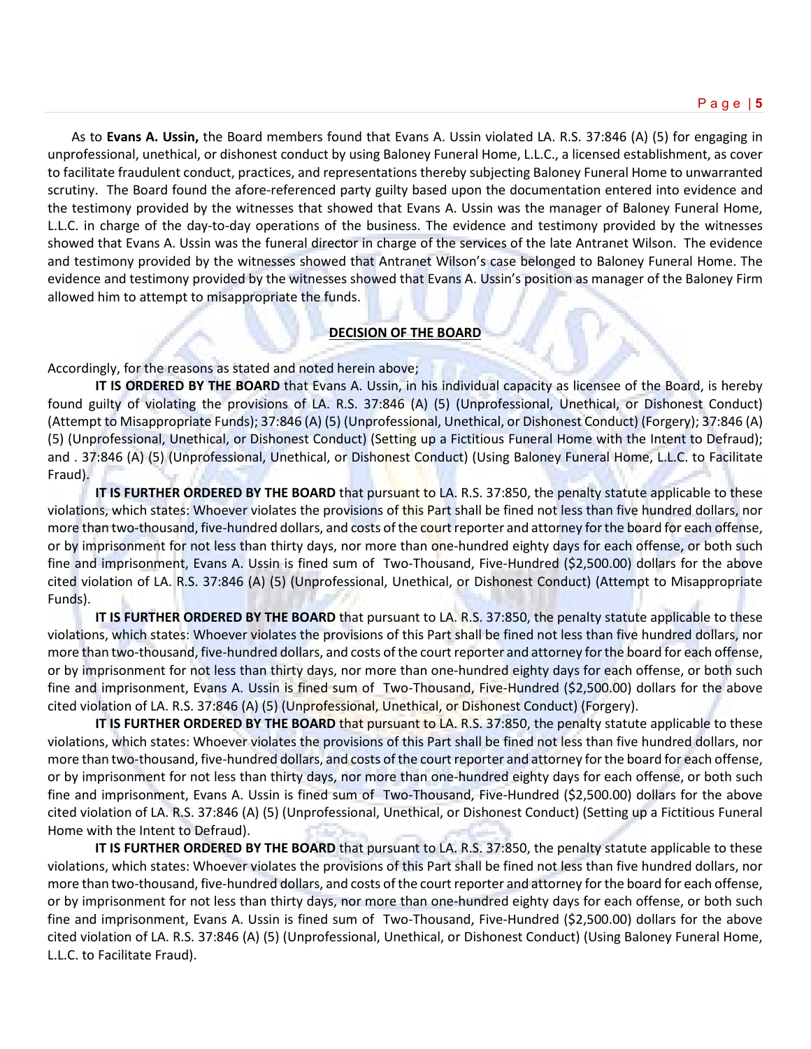As to **Evans A. Ussin,** the Board members found that Evans A. Ussin violated LA. R.S. 37:846 (A) (5) for engaging in unprofessional, unethical, or dishonest conduct by using Baloney Funeral Home, L.L.C., a licensed establishment, as cover to facilitate fraudulent conduct, practices, and representations thereby subjecting Baloney Funeral Home to unwarranted scrutiny. The Board found the afore-referenced party guilty based upon the documentation entered into evidence and the testimony provided by the witnesses that showed that Evans A. Ussin was the manager of Baloney Funeral Home, L.L.C. in charge of the day-to-day operations of the business. The evidence and testimony provided by the witnesses showed that Evans A. Ussin was the funeral director in charge of the services of the late Antranet Wilson. The evidence and testimony provided by the witnesses showed that Antranet Wilson's case belonged to Baloney Funeral Home. The evidence and testimony provided by the witnesses showed that Evans A. Ussin's position as manager of the Baloney Firm allowed him to attempt to misappropriate the funds.

## DECISION OF THE BOARD

Accordingly, for the reasons as stated and noted herein above;

**IT IS ORDERED BY THE BOARD** that Evans A. Ussin, in his individual capacity as licensee of the Board, is hereby found guilty of violating the provisions of LA. R.S. 37:846 (A) (5) (Unprofessional, Unethical, or Dishonest Conduct) (Attempt to Misappropriate Funds); 37:846 (A) (5) (Unprofessional, Unethical, or Dishonest Conduct) (Forgery); 37:846 (A) (5) (Unprofessional, Unethical, or Dishonest Conduct) (Setting up a Fictitious Funeral Home with the Intent to Defraud); and . 37:846 (A) (5) (Unprofessional, Unethical, or Dishonest Conduct) (Using Baloney Funeral Home, L.L.C. to Facilitate Fraud).

**IT IS FURTHER ORDERED BY THE BOARD** that pursuant to LA. R.S. 37:850, the penalty statute applicable to these violations, which states: Whoever violates the provisions of this Part shall be fined not less than five hundred dollars, nor more than two-thousand, five-hundred dollars, and costs of the court reporter and attorney for the board for each offense, or by imprisonment for not less than thirty days, nor more than one-hundred eighty days for each offense, or both such fine and imprisonment, Evans A. Ussin is fined sum of Two-Thousand, Five-Hundred ($2,500.00) dollars for the above cited violation of LA. R.S. 37:846 (A) (5) (Unprofessional, Unethical, or Dishonest Conduct) (Attempt to Misappropriate Funds).

**IT IS FURTHER ORDERED BY THE BOARD** that pursuant to LA. R.S. 37:850, the penalty statute applicable to these violations, which states: Whoever violates the provisions of this Part shall be fined not less than five hundred dollars, nor more than two-thousand, five-hundred dollars, and costs of the court reporter and attorney for the board for each offense, or by imprisonment for not less than thirty days, nor more than one-hundred eighty days for each offense, or both such fine and imprisonment, Evans A. Ussin is fined sum of Two-Thousand, Five-Hundred ($2,500.00) dollars for the above cited violation of LA. R.S. 37:846 (A) (5) (Unprofessional, Unethical, or Dishonest Conduct) (Forgery).

**IT IS FURTHER ORDERED BY THE BOARD** that pursuant to LA. R.S. 37:850, the penalty statute applicable to these violations, which states: Whoever violates the provisions of this Part shall be fined not less than five hundred dollars, nor more than two-thousand, five-hundred dollars, and costs of the court reporter and attorney for the board for each offense, or by imprisonment for not less than thirty days, nor more than one-hundred eighty days for each offense, or both such fine and imprisonment, Evans A. Ussin is fined sum of Two-Thousand, Five-Hundred ($2,500.00) dollars for the above cited violation of LA. R.S. 37:846 (A) (5) (Unprofessional, Unethical, or Dishonest Conduct) (Setting up a Fictitious Funeral Home with the Intent to Defraud).

**IT IS FURTHER ORDERED BY THE BOARD** that pursuant to LA. R.S. 37:850, the penalty statute applicable to these violations, which states: Whoever violates the provisions of this Part shall be fined not less than five hundred dollars, nor more than two-thousand, five-hundred dollars, and costs of the court reporter and attorney for the board for each offense, or by imprisonment for not less than thirty days, nor more than one-hundred eighty days for each offense, or both such fine and imprisonment, Evans A. Ussin is fined sum of Two-Thousand, Five-Hundred ($2,500.00) dollars for the above cited violation of LA. R.S. 37:846 (A) (5) (Unprofessional, Unethical, or Dishonest Conduct) (Using Baloney Funeral Home, L.L.C. to Facilitate Fraud).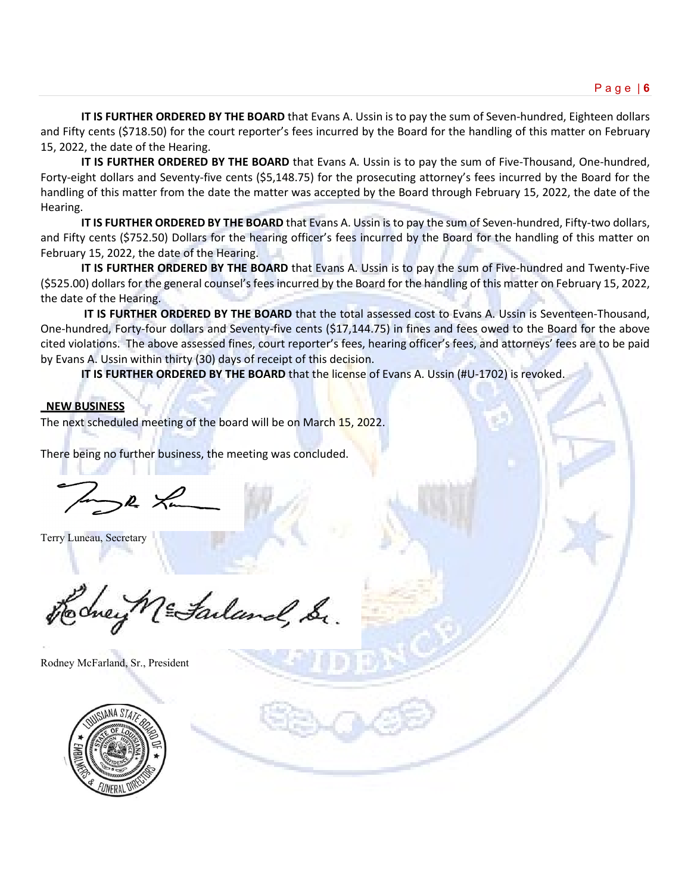**IT IS FURTHER ORDERED BY THE BOARD** that Evans A. Ussin is to pay the sum of Seven-hundred, Eighteen dollars and Fifty cents ($718.50) for the court reporter's fees incurred by the Board for the handling of this matter on February 15, 2022, the date of the Hearing.

**IT IS FURTHER ORDERED BY THE BOARD** that Evans A. Ussin is to pay the sum of Five-Thousand, One-hundred, Forty-eight dollars and Seventy-five cents ($5,148.75) for the prosecuting attorney's fees incurred by the Board for the handling of this matter from the date the matter was accepted by the Board through February 15, 2022, the date of the Hearing.

**IT IS FURTHER ORDERED BY THE BOARD** that Evans A. Ussin is to pay the sum of Seven-hundred, Fifty-two dollars, and Fifty cents ($752.50) Dollars for the hearing officer's fees incurred by the Board for the handling of this matter on February 15, 2022, the date of the Hearing.

**IT IS FURTHER ORDERED BY THE BOARD** that Evans A. Ussin is to pay the sum of Five-hundred and Twenty-Five ($525.00) dollars for the general counsel's fees incurred by the Board for the handling of this matter on February 15, 2022, the date of the Hearing.

**IT IS FURTHER ORDERED BY THE BOARD** that the total assessed cost to Evans A. Ussin is Seventeen-Thousand, One-hundred, Forty-four dollars and Seventy-five cents ($17,144.75) in fines and fees owed to the Board for the above cited violations. The above assessed fines, court reporter's fees, hearing officer's fees, and attorneys' fees are to be paid by Evans A. Ussin within thirty (30) days of receipt of this decision.

**IT IS FURTHER ORDERED BY THE BOARD** that the license of Evans A. Ussin (#U-1702) is revoked.

**NEW BUSINESS**

The next scheduled meeting of the board will be on March 15, 2022.

There being no further business, the meeting was concluded.

Terry Luneau, Secretary

Rodney McFarland, Sr., President